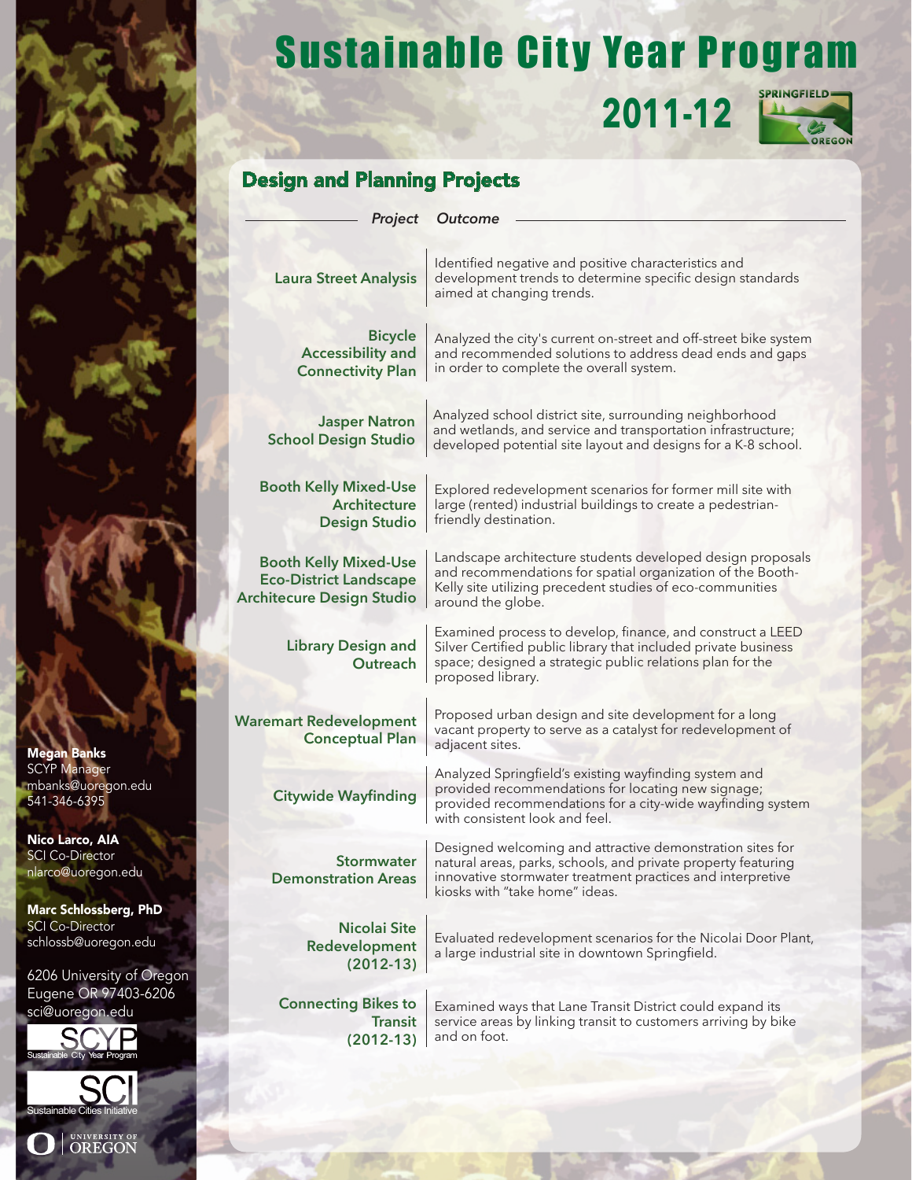# Sustainable City Year Program

## 2011-12

### Design and Planning Projects

| Project | Outcome |
| --- | --- |
| Laura Street Analysis | Identified negative and positive characteristics and development trends to determine specific design standards aimed at changing trends. |
| Bicycle Accessibility and Connectivity Plan | Analyzed the city's current on-street and off-street bike system and recommended solutions to address dead ends and gaps in order to complete the overall system. |
| Jasper Natron School Design Studio | Analyzed school district site, surrounding neighborhood and wetlands, and service and transportation infrastructure; developed potential site layout and designs for a K-8 school. |
| Booth Kelly Mixed-Use Architecture Design Studio | Explored redevelopment scenarios for former mill site with large (rented) industrial buildings to create a pedestrian-friendly destination. |
| Booth Kelly Mixed-Use Eco-District Landscape Architecure Design Studio | Landscape architecture students developed design proposals and recommendations for spatial organization of the Booth-Kelly site utilizing precedent studies of eco-communities around the globe. |
| Library Design and Outreach | Examined process to develop, finance, and construct a LEED Silver Certified public library that included private business space; designed a strategic public relations plan for the proposed library. |
| Waremart Redevelopment Conceptual Plan | Proposed urban design and site development for a long vacant property to serve as a catalyst for redevelopment of adjacent sites. |
| Citywide Wayfinding | Analyzed Springfield's existing wayfinding system and provided recommendations for locating new signage; provided recommendations for a city-wide wayfinding system with consistent look and feel. |
| Stormwater Demonstration Areas | Designed welcoming and attractive demonstration sites for natural areas, parks, schools, and private property featuring innovative stormwater treatment practices and interpretive kiosks with "take home" ideas. |
| Nicolai Site Redevelopment (2012-13) | Evaluated redevelopment scenarios for the Nicolai Door Plant, a large industrial site in downtown Springfield. |
| Connecting Bikes to Transit (2012-13) | Examined ways that Lane Transit District could expand its service areas by linking transit to customers arriving by bike and on foot. |

**Megan Banks**
SCYP Manager
mbanks@uoregon.edu
541-346-6395

**Nico Larco, AIA**
SCI Co-Director
nlarco@uoregon.edu

**Marc Schlossberg, PhD**
SCI Co-Director
schlossb@uoregon.edu

6206 University of Oregon
Eugene OR 97403-6206
sci@uoregon.edu

SCYP Sustainable City Year Program

SCI Sustainable Cities Initiative

University of Oregon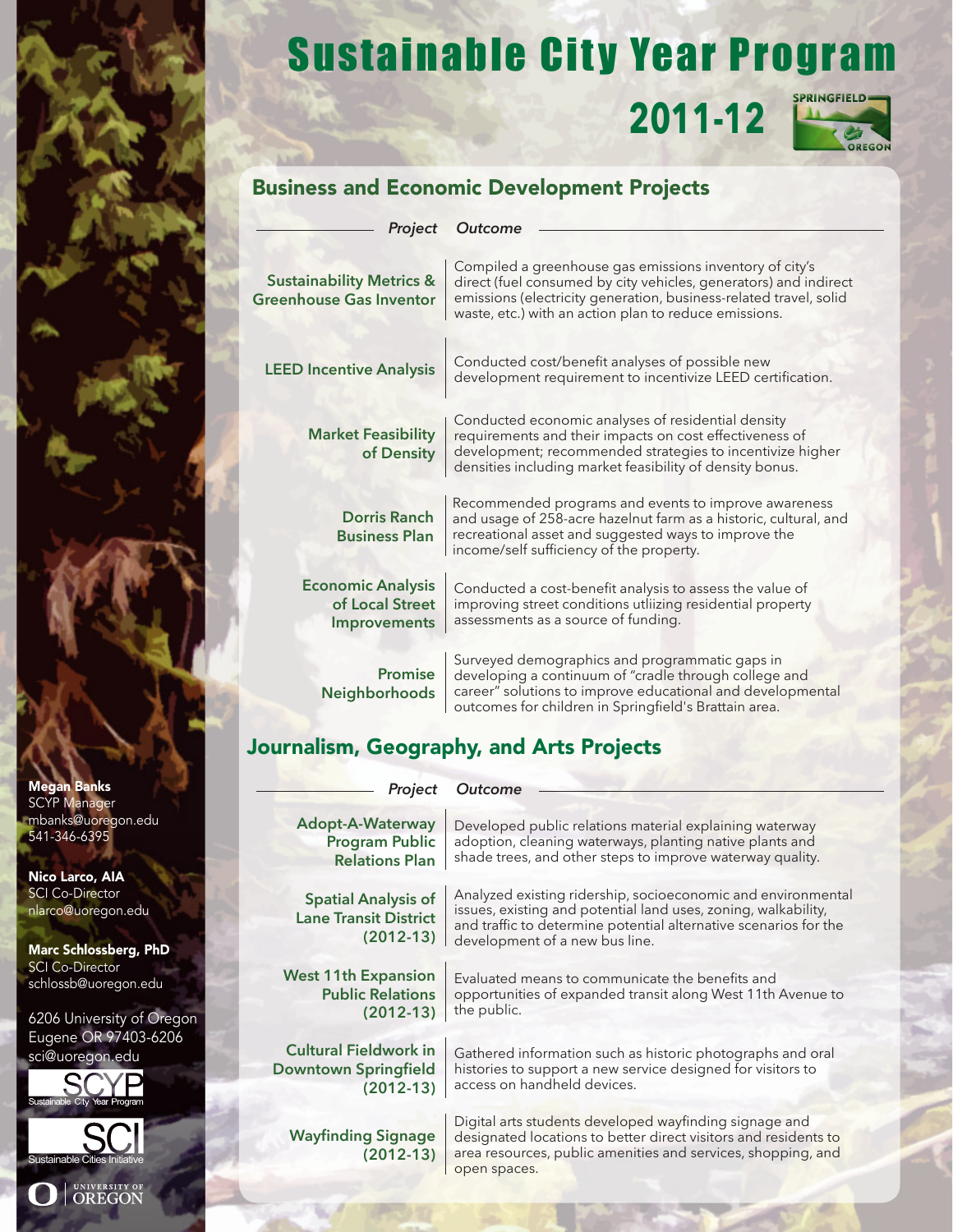# Sustainable City Year Program

## 2011-12

### Business and Economic Development Projects

| Project | Outcome |
|---|---|
| Sustainability Metrics & Greenhouse Gas Inventor | Compiled a greenhouse gas emissions inventory of city's direct (fuel consumed by city vehicles, generators) and indirect emissions (electricity generation, business-related travel, solid waste, etc.) with an action plan to reduce emissions. |
| LEED Incentive Analysis | Conducted cost/benefit analyses of possible new development requirement to incentivize LEED certification. |
| Market Feasibility of Density | Conducted economic analyses of residential density requirements and their impacts on cost effectiveness of development; recommended strategies to incentivize higher densities including market feasibility of density bonus. |
| Dorris Ranch Business Plan | Recommended programs and events to improve awareness and usage of 258-acre hazelnut farm as a historic, cultural, and recreational asset and suggested ways to improve the income/self sufficiency of the property. |
| Economic Analysis of Local Street Improvements | Conducted a cost-benefit analysis to assess the value of improving street conditions utliizing residential property assessments as a source of funding. |
| Promise Neighborhoods | Surveyed demographics and programmatic gaps in developing a continuum of "cradle through college and career" solutions to improve educational and developmental outcomes for children in Springfield's Brattain area. |

### Journalism, Geography, and Arts Projects

| Project | Outcome |
|---|---|
| Adopt-A-Waterway Program Public Relations Plan | Developed public relations material explaining waterway adoption, cleaning waterways, planting native plants and shade trees, and other steps to improve waterway quality. |
| Spatial Analysis of Lane Transit District (2012-13) | Analyzed existing ridership, socioeconomic and environmental issues, existing and potential land uses, zoning, walkability, and traffic to determine potential alternative scenarios for the development of a new bus line. |
| West 11th Expansion Public Relations (2012-13) | Evaluated means to communicate the benefits and opportunities of expanded transit along West 11th Avenue to the public. |
| Cultural Fieldwork in Downtown Springfield (2012-13) | Gathered information such as historic photographs and oral histories to support a new service designed for visitors to access on handheld devices. |
| Wayfinding Signage (2012-13) | Digital arts students developed wayfinding signage and designated locations to better direct visitors and residents to area resources, public amenities and services, shopping, and open spaces. |

**Megan Banks**
SCYP Manager
mbanks@uoregon.edu
541-346-6395

**Nico Larco, AIA**
SCI Co-Director
nlarco@uoregon.edu

**Marc Schlossberg, PhD**
SCI Co-Director
schlossb@uoregon.edu

6206 University of Oregon
Eugene OR 97403-6206
sci@uoregon.edu

SCYP Sustainable City Year Program

SCI Sustainable Cities Initiative

University of Oregon